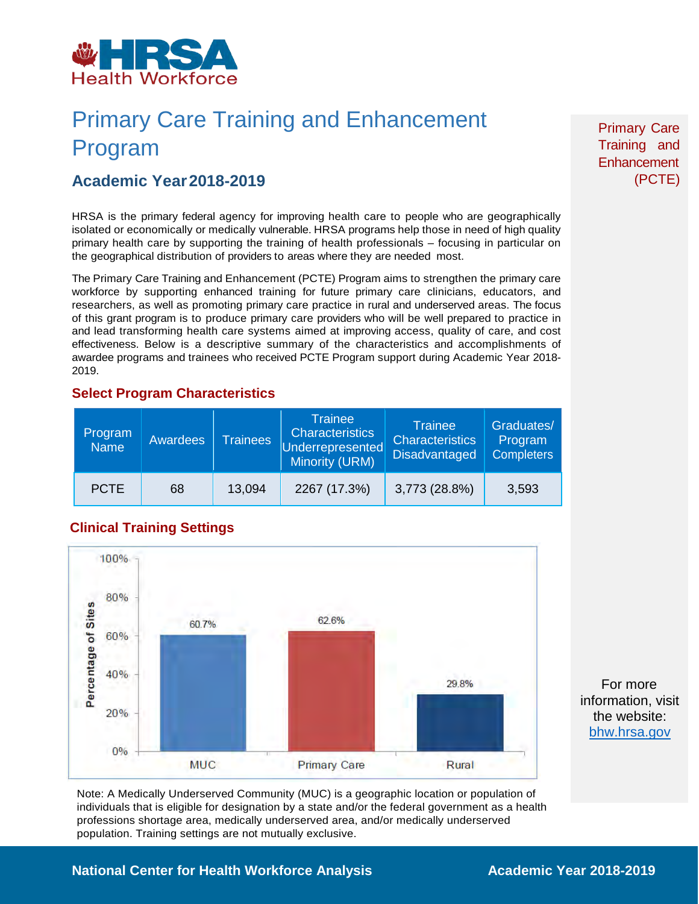HRSA Health Workforce

# Primary Care Training and Enhancement Program

## Academic Year 2018-2019

Primary Care Training and Enhancement (PCTE)

HRSA is the primary federal agency for improving health care to people who are geographically isolated or economically or medically vulnerable. HRSA programs help those in need of high quality primary health care by supporting the training of health professionals – focusing in particular on the geographical distribution of providers to areas where they are needed most.

The Primary Care Training and Enhancement (PCTE) Program aims to strengthen the primary care workforce by supporting enhanced training for future primary care clinicians, educators, and researchers, as well as promoting primary care practice in rural and underserved areas. The focus of this grant program is to produce primary care providers who will be well prepared to practice in and lead transforming health care systems aimed at improving access, quality of care, and cost effectiveness. Below is a descriptive summary of the characteristics and accomplishments of awardee programs and trainees who received PCTE Program support during Academic Year 2018-2019.

### Select Program Characteristics

| Program Name | Awardees | Trainees | Trainee Characteristics Underrepresented Minority (URM) | Trainee Characteristics Disadvantaged | Graduates/ Program Completers |
|---|---|---|---|---|---|
| PCTE | 68 | 13,094 | 2267 (17.3%) | 3,773 (28.8%) | 3,593 |

### Clinical Training Settings

Percentage of Sites

100%
80%
60%
40%
20%
0%

60.7%
62.6%
29.8%

MUC
Primary Care
Rural

Note: A Medically Underserved Community (MUC) is a geographic location or population of individuals that is eligible for designation by a state and/or the federal government as a health professions shortage area, medically underserved area, and/or medically underserved population. Training settings are not mutually exclusive.

For more information, visit the website: bhw.hrsa.gov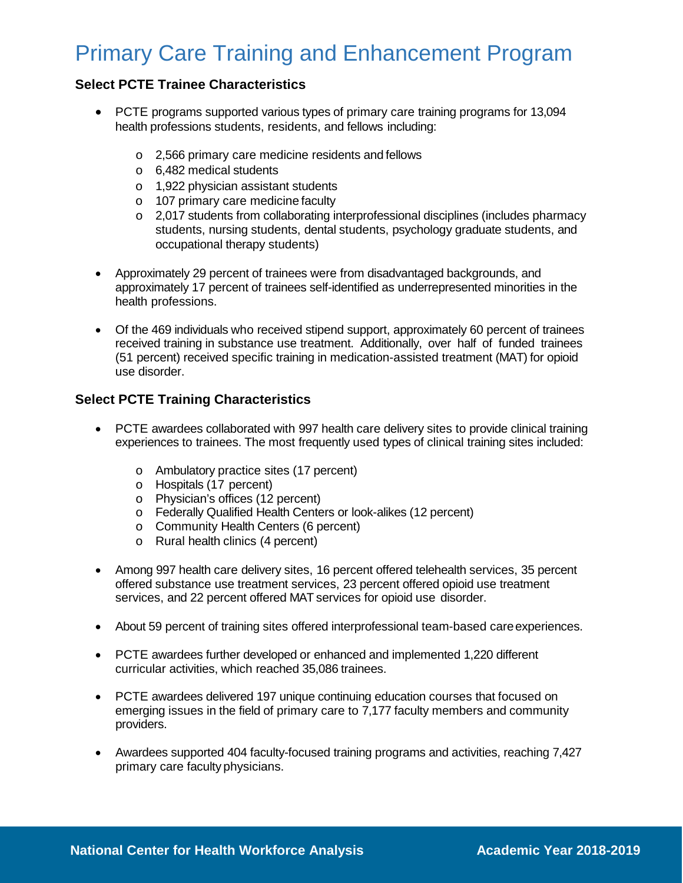# Primary Care Training and Enhancement Program

### Select PCTE Trainee Characteristics

- PCTE programs supported various types of primary care training programs for 13,094 health professions students, residents, and fellows including:
    - 2,566 primary care medicine residents and fellows
    - 6,482 medical students
    - 1,922 physician assistant students
    - 107 primary care medicine faculty
    - 2,017 students from collaborating interprofessional disciplines (includes pharmacy students, nursing students, dental students, psychology graduate students, and occupational therapy students)
- Approximately 29 percent of trainees were from disadvantaged backgrounds, and approximately 17 percent of trainees self-identified as underrepresented minorities in the health professions.
- Of the 469 individuals who received stipend support, approximately 60 percent of trainees received training in substance use treatment. Additionally, over half of funded trainees (51 percent) received specific training in medication-assisted treatment (MAT) for opioid use disorder.

### Select PCTE Training Characteristics

- PCTE awardees collaborated with 997 health care delivery sites to provide clinical training experiences to trainees. The most frequently used types of clinical training sites included:
    - Ambulatory practice sites (17 percent)
    - Hospitals (17 percent)
    - Physician's offices (12 percent)
    - Federally Qualified Health Centers or look-alikes (12 percent)
    - Community Health Centers (6 percent)
    - Rural health clinics (4 percent)
- Among 997 health care delivery sites, 16 percent offered telehealth services, 35 percent offered substance use treatment services, 23 percent offered opioid use treatment services, and 22 percent offered MAT services for opioid use disorder.
- About 59 percent of training sites offered interprofessional team-based care experiences.
- PCTE awardees further developed or enhanced and implemented 1,220 different curricular activities, which reached 35,086 trainees.
- PCTE awardees delivered 197 unique continuing education courses that focused on emerging issues in the field of primary care to 7,177 faculty members and community providers.
- Awardees supported 404 faculty-focused training programs and activities, reaching 7,427 primary care faculty physicians.